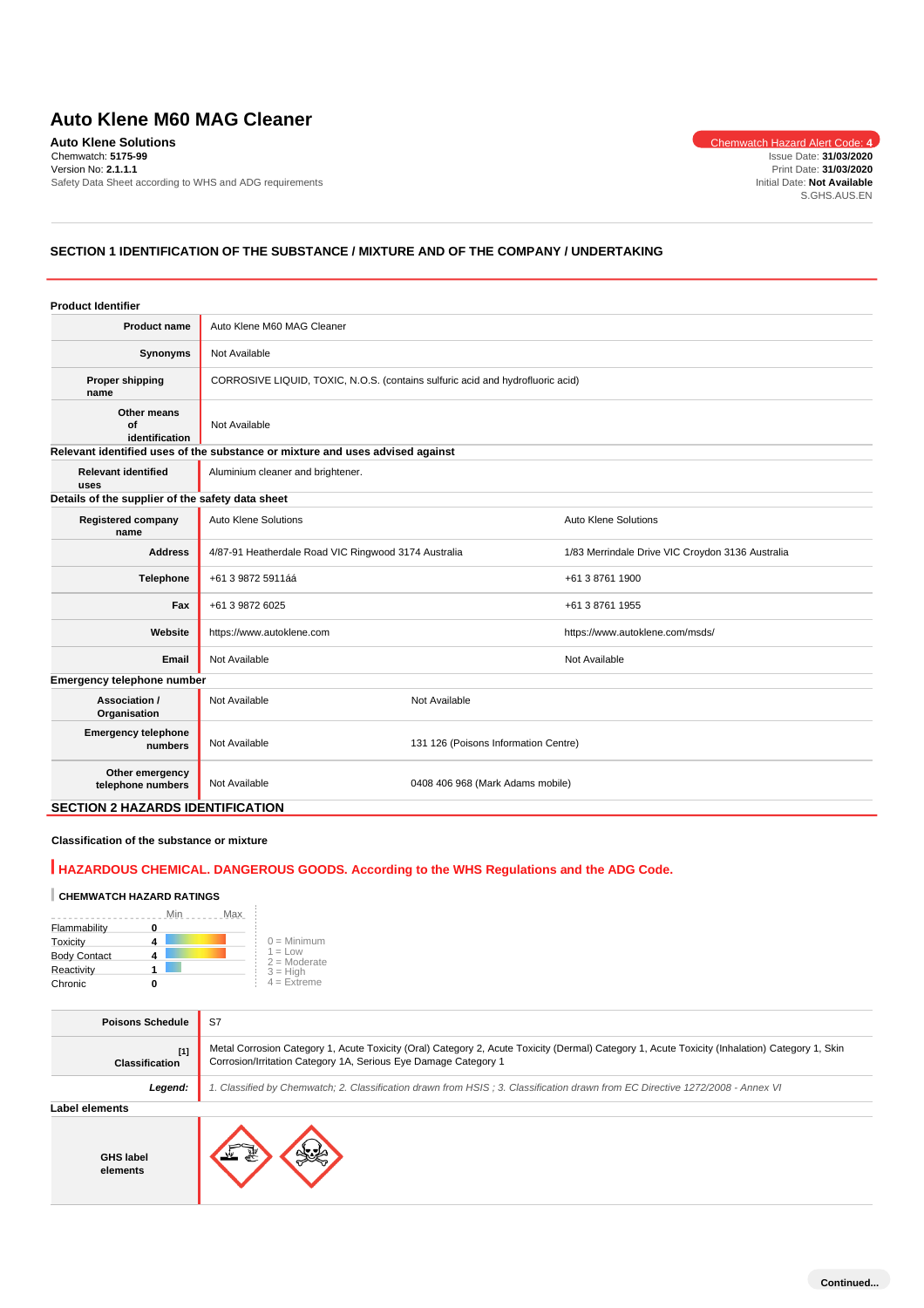# Auto Klene M60 MAG Cleaner

**Auto Klene Solutions**
Chemwatch: **5175-99**
Version No: **2.1.1.1**
Safety Data Sheet according to WHS and ADG requirements

Chemwatch Hazard Alert Code: **4**
Issue Date: **31/03/2020**
Print Date: **31/03/2020**
Initial Date: **Not Available**
S.GHS.AUS.EN

## SECTION 1 IDENTIFICATION OF THE SUBSTANCE / MIXTURE AND OF THE COMPANY / UNDERTAKING

**Product Identifier**

| | |
|---|---|
| **Product name** | Auto Klene M60 MAG Cleaner |
| **Synonyms** | Not Available |
| **Proper shipping name** | CORROSIVE LIQUID, TOXIC, N.O.S. (contains sulfuric acid and hydrofluoric acid) |
| **Other means of identification** | Not Available |

**Relevant identified uses of the substance or mixture and uses advised against**

| | |
|---|---|
| **Relevant identified uses** | Aluminium cleaner and brightener. |

**Details of the supplier of the safety data sheet**

| | | |
|---|---|---|
| **Registered company name** | Auto Klene Solutions | Auto Klene Solutions |
| **Address** | 4/87-91 Heatherdale Road VIC Ringwood 3174 Australia | 1/83 Merrindale Drive VIC Croydon 3136 Australia |
| **Telephone** | +61 3 9872 5911áá | +61 3 8761 1900 |
| **Fax** | +61 3 9872 6025 | +61 3 8761 1955 |
| **Website** | https://www.autoklene.com | https://www.autoklene.com/msds/ |
| **Email** | Not Available | Not Available |

**Emergency telephone number**

| | | |
|---|---|---|
| **Association / Organisation** | Not Available | Not Available |
| **Emergency telephone numbers** | Not Available | 131 126 (Poisons Information Centre) |
| **Other emergency telephone numbers** | Not Available | 0408 406 968 (Mark Adams mobile) |

## SECTION 2 HAZARDS IDENTIFICATION

**Classification of the substance or mixture**

**HAZARDOUS CHEMICAL. DANGEROUS GOODS. According to the WHS Regulations and the ADG Code.**

**CHEMWATCH HAZARD RATINGS**

| | |
|---|---|
| Flammability | 0 |
| Toxicity | 4 |
| Body Contact | 4 |
| Reactivity | 1 |
| Chronic | 0 |

0 = Minimum
1 = Low
2 = Moderate
3 = High
4 = Extreme

| | |
|---|---|
| **Poisons Schedule** | S7 |
| **Classification** [1] | Metal Corrosion Category 1, Acute Toxicity (Oral) Category 2, Acute Toxicity (Dermal) Category 1, Acute Toxicity (Inhalation) Category 1, Skin Corrosion/Irritation Category 1A, Serious Eye Damage Category 1 |
| ***Legend:*** | *1. Classified by Chemwatch; 2. Classification drawn from HSIS ; 3. Classification drawn from EC Directive 1272/2008 - Annex VI* |

**Label elements**

| | |
|---|---|
| **GHS label elements** | |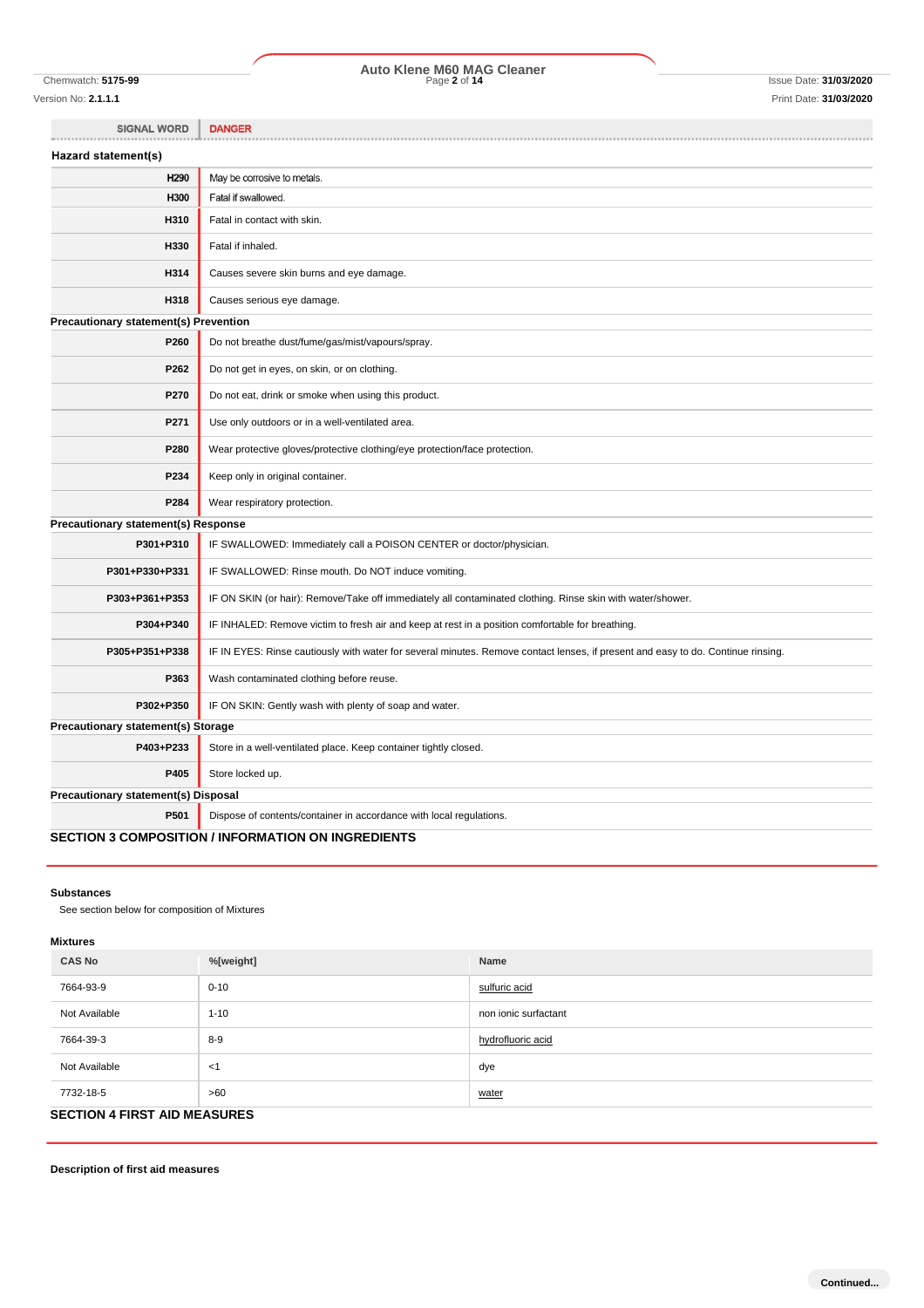| SIGNAL WORD | DANGER |
|---|---|

**Hazard statement(s)**

| | |
|---|---|
| H290 | May be corrosive to metals. |
| H300 | Fatal if swallowed. |
| H310 | Fatal in contact with skin. |
| H330 | Fatal if inhaled. |
| H314 | Causes severe skin burns and eye damage. |
| H318 | Causes serious eye damage. |

**Precautionary statement(s) Prevention**

| | |
|---|---|
| P260 | Do not breathe dust/fume/gas/mist/vapours/spray. |
| P262 | Do not get in eyes, on skin, or on clothing. |
| P270 | Do not eat, drink or smoke when using this product. |
| P271 | Use only outdoors or in a well-ventilated area. |
| P280 | Wear protective gloves/protective clothing/eye protection/face protection. |
| P234 | Keep only in original container. |
| P284 | Wear respiratory protection. |

**Precautionary statement(s) Response**

| | |
|---|---|
| P301+P310 | IF SWALLOWED: Immediately call a POISON CENTER or doctor/physician. |
| P301+P330+P331 | IF SWALLOWED: Rinse mouth. Do NOT induce vomiting. |
| P303+P361+P353 | IF ON SKIN (or hair): Remove/Take off immediately all contaminated clothing. Rinse skin with water/shower. |
| P304+P340 | IF INHALED: Remove victim to fresh air and keep at rest in a position comfortable for breathing. |
| P305+P351+P338 | IF IN EYES: Rinse cautiously with water for several minutes. Remove contact lenses, if present and easy to do. Continue rinsing. |
| P363 | Wash contaminated clothing before reuse. |
| P302+P350 | IF ON SKIN: Gently wash with plenty of soap and water. |

**Precautionary statement(s) Storage**

| | |
|---|---|
| P403+P233 | Store in a well-ventilated place. Keep container tightly closed. |
| P405 | Store locked up. |

**Precautionary statement(s) Disposal**

| | |
|---|---|
| P501 | Dispose of contents/container in accordance with local regulations. |

## SECTION 3 COMPOSITION / INFORMATION ON INGREDIENTS

**Substances**

See section below for composition of Mixtures

**Mixtures**

| CAS No | %[weight] | Name |
|---|---|---|
| 7664-93-9 | 0-10 | sulfuric acid |
| Not Available | 1-10 | non ionic surfactant |
| 7664-39-3 | 8-9 | hydrofluoric acid |
| Not Available | <1 | dye |
| 7732-18-5 | >60 | water |

## SECTION 4 FIRST AID MEASURES

**Description of first aid measures**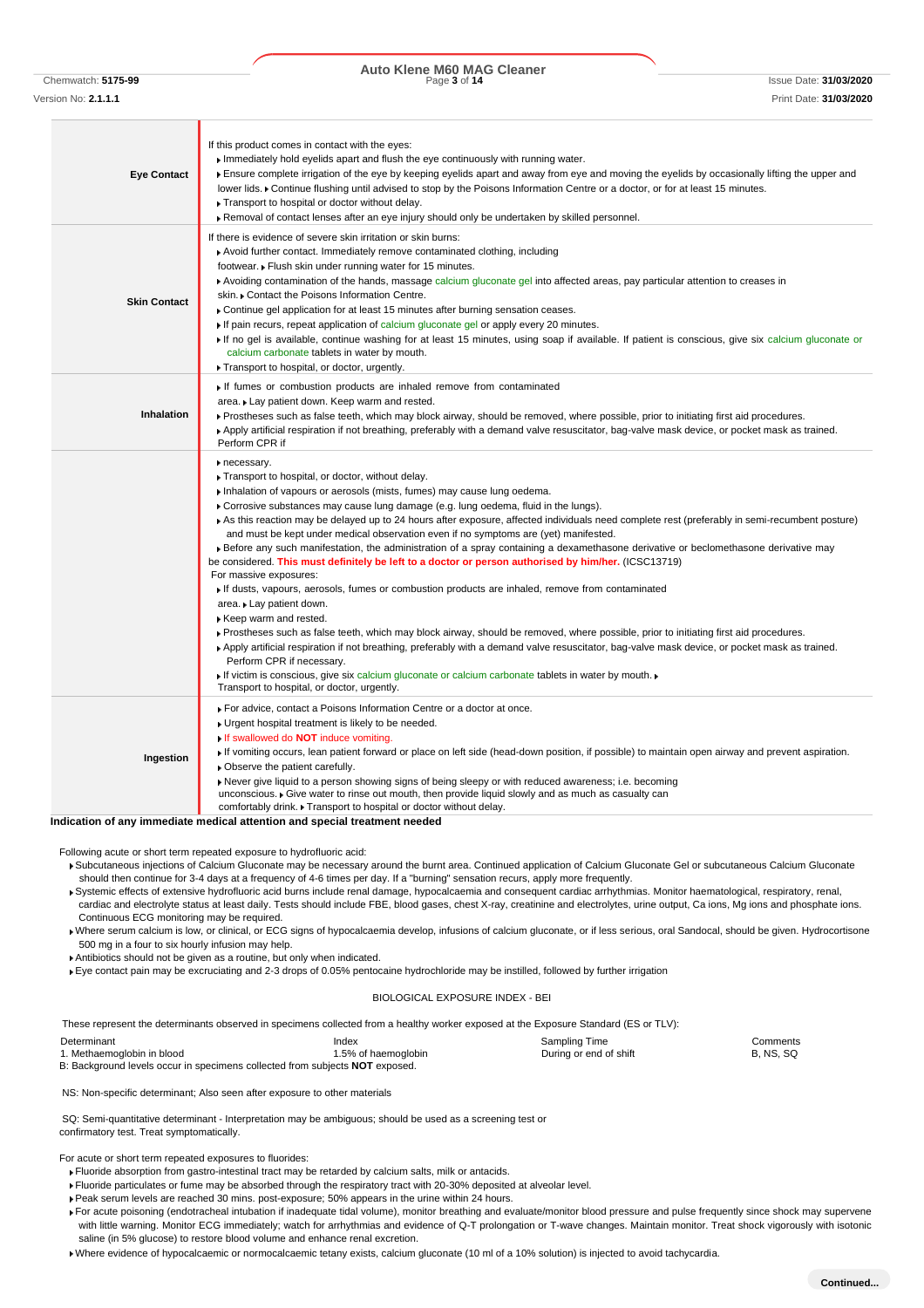| | |
|---|---|
| **Eye Contact** | If this product comes in contact with the eyes:<br>▸ Immediately hold eyelids apart and flush the eye continuously with running water.<br>▸ Ensure complete irrigation of the eye by keeping eyelids apart and away from eye and moving the eyelids by occasionally lifting the upper and lower lids. ▸ Continue flushing until advised to stop by the Poisons Information Centre or a doctor, or for at least 15 minutes.<br>▸ Transport to hospital or doctor without delay.<br>▸ Removal of contact lenses after an eye injury should only be undertaken by skilled personnel. |
| **Skin Contact** | If there is evidence of severe skin irritation or skin burns:<br>▸ Avoid further contact. Immediately remove contaminated clothing, including footwear. ▸ Flush skin under running water for 15 minutes.<br>▸ Avoiding contamination of the hands, massage calcium gluconate gel into affected areas, pay particular attention to creases in skin. ▸ Contact the Poisons Information Centre.<br>▸ Continue gel application for at least 15 minutes after burning sensation ceases.<br>▸ If pain recurs, repeat application of calcium gluconate gel or apply every 20 minutes.<br>▸ If no gel is available, continue washing for at least 15 minutes, using soap if available. If patient is conscious, give six calcium gluconate or calcium carbonate tablets in water by mouth.<br>▸ Transport to hospital, or doctor, urgently. |
| **Inhalation** | ▸ If fumes or combustion products are inhaled remove from contaminated area. ▸ Lay patient down. Keep warm and rested.<br>▸ Prostheses such as false teeth, which may block airway, should be removed, where possible, prior to initiating first aid procedures.<br>▸ Apply artificial respiration if not breathing, preferably with a demand valve resuscitator, bag-valve mask device, or pocket mask as trained. Perform CPR if |
| | ▸ necessary.<br>▸ Transport to hospital, or doctor, without delay.<br>▸ Inhalation of vapours or aerosols (mists, fumes) may cause lung oedema.<br>▸ Corrosive substances may cause lung damage (e.g. lung oedema, fluid in the lungs).<br>▸ As this reaction may be delayed up to 24 hours after exposure, affected individuals need complete rest (preferably in semi-recumbent posture) and must be kept under medical observation even if no symptoms are (yet) manifested.<br>▸ Before any such manifestation, the administration of a spray containing a dexamethasone derivative or beclomethasone derivative may be considered. **This must definitely be left to a doctor or person authorised by him/her.** (ICSC13719)<br>For massive exposures:<br>▸ If dusts, vapours, aerosols, fumes or combustion products are inhaled, remove from contaminated area. ▸ Lay patient down.<br>▸ Keep warm and rested.<br>▸ Prostheses such as false teeth, which may block airway, should be removed, where possible, prior to initiating first aid procedures.<br>▸ Apply artificial respiration if not breathing, preferably with a demand valve resuscitator, bag-valve mask device, or pocket mask as trained. Perform CPR if necessary.<br>▸ If victim is conscious, give six calcium gluconate or calcium carbonate tablets in water by mouth. ▸ Transport to hospital, or doctor, urgently. |
| **Ingestion** | ▸ For advice, contact a Poisons Information Centre or a doctor at once.<br>▸ Urgent hospital treatment is likely to be needed.<br>▸ If swallowed do **NOT** induce vomiting.<br>▸ If vomiting occurs, lean patient forward or place on left side (head-down position, if possible) to maintain open airway and prevent aspiration.<br>▸ Observe the patient carefully.<br>▸ Never give liquid to a person showing signs of being sleepy or with reduced awareness; i.e. becoming unconscious. ▸ Give water to rinse out mouth, then provide liquid slowly and as much as casualty can comfortably drink. ▸ Transport to hospital or doctor without delay. |

**Indication of any immediate medical attention and special treatment needed**

Following acute or short term repeated exposure to hydrofluoric acid:

- Subcutaneous injections of Calcium Gluconate may be necessary around the burnt area. Continued application of Calcium Gluconate Gel or subcutaneous Calcium Gluconate should then continue for 3-4 days at a frequency of 4-6 times per day. If a "burning" sensation recurs, apply more frequently.
- Systemic effects of extensive hydrofluoric acid burns include renal damage, hypocalcaemia and consequent cardiac arrhythmias. Monitor haematological, respiratory, renal, cardiac and electrolyte status at least daily. Tests should include FBE, blood gases, chest X-ray, creatinine and electrolytes, urine output, Ca ions, Mg ions and phosphate ions. Continuous ECG monitoring may be required.
- Where serum calcium is low, or clinical, or ECG signs of hypocalcaemia develop, infusions of calcium gluconate, or if less serious, oral Sandocal, should be given. Hydrocortisone 500 mg in a four to six hourly infusion may help.
- Antibiotics should not be given as a routine, but only when indicated.
- Eye contact pain may be excruciating and 2-3 drops of 0.05% pentocaine hydrochloride may be instilled, followed by further irrigation

BIOLOGICAL EXPOSURE INDEX - BEI

These represent the determinants observed in specimens collected from a healthy worker exposed at the Exposure Standard (ES or TLV):

| Determinant | Index | Sampling Time | Comments |
|---|---|---|---|
| 1. Methaemoglobin in blood | 1.5% of haemoglobin | During or end of shift | B, NS, SQ |

B: Background levels occur in specimens collected from subjects **NOT** exposed.

NS: Non-specific determinant; Also seen after exposure to other materials

SQ: Semi-quantitative determinant - Interpretation may be ambiguous; should be used as a screening test or confirmatory test. Treat symptomatically.

For acute or short term repeated exposures to fluorides:

- Fluoride absorption from gastro-intestinal tract may be retarded by calcium salts, milk or antacids.
- Fluoride particulates or fume may be absorbed through the respiratory tract with 20-30% deposited at alveolar level.
- Peak serum levels are reached 30 mins. post-exposure; 50% appears in the urine within 24 hours.
- For acute poisoning (endotracheal intubation if inadequate tidal volume), monitor breathing and evaluate/monitor blood pressure and pulse frequently since shock may supervene with little warning. Monitor ECG immediately; watch for arrhythmias and evidence of Q-T prolongation or T-wave changes. Maintain monitor. Treat shock vigorously with isotonic saline (in 5% glucose) to restore blood volume and enhance renal excretion.
- Where evidence of hypocalcaemic or normocalcaemic tetany exists, calcium gluconate (10 ml of a 10% solution) is injected to avoid tachycardia.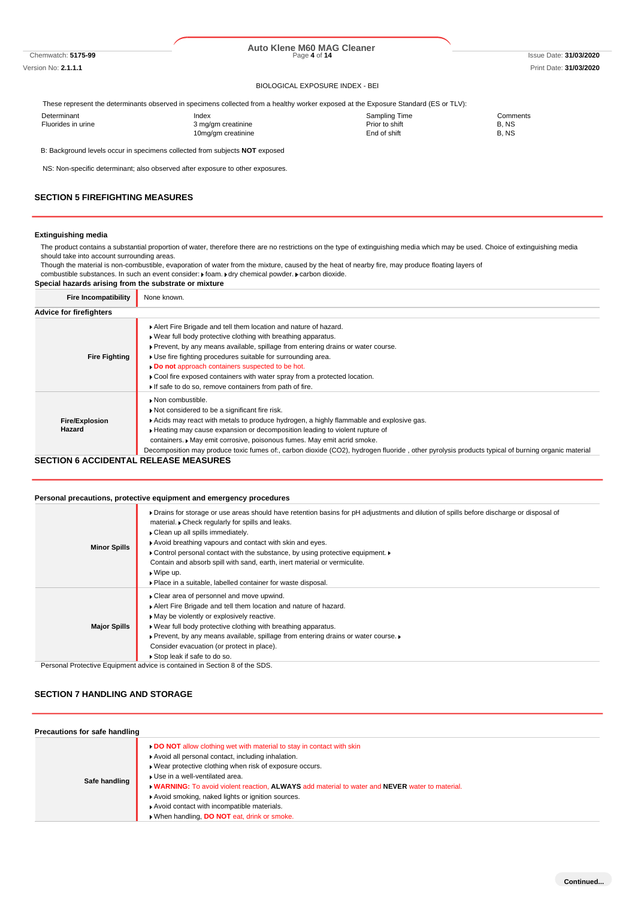BIOLOGICAL EXPOSURE INDEX - BEI

These represent the determinants observed in specimens collected from a healthy worker exposed at the Exposure Standard (ES or TLV):

| Determinant | Index | Sampling Time | Comments |
| --- | --- | --- | --- |
| Fluorides in urine | 3 mg/gm creatinine | Prior to shift | B, NS |
| | 10mg/gm creatinine | End of shift | B, NS |

B: Background levels occur in specimens collected from subjects **NOT** exposed

NS: Non-specific determinant; also observed after exposure to other exposures.

## SECTION 5 FIREFIGHTING MEASURES

### Extinguishing media

The product contains a substantial proportion of water, therefore there are no restrictions on the type of extinguishing media which may be used. Choice of extinguishing media should take into account surrounding areas.
Though the material is non-combustible, evaporation of water from the mixture, caused by the heat of nearby fire, may produce floating layers of combustible substances. In such an event consider: foam. dry chemical powder. carbon dioxide.

### Special hazards arising from the substrate or mixture

| | |
| --- | --- |
| **Fire Incompatibility** | None known. |

### Advice for firefighters

| | |
| --- | --- |
| **Fire Fighting** | Alert Fire Brigade and tell them location and nature of hazard.<br>Wear full body protective clothing with breathing apparatus.<br>Prevent, by any means available, spillage from entering drains or water course.<br>Use fire fighting procedures suitable for surrounding area.<br>**Do not** approach containers suspected to be hot.<br>Cool fire exposed containers with water spray from a protected location.<br>If safe to do so, remove containers from path of fire. |
| **Fire/Explosion Hazard** | Non combustible.<br>Not considered to be a significant fire risk.<br>Acids may react with metals to produce hydrogen, a highly flammable and explosive gas.<br>Heating may cause expansion or decomposition leading to violent rupture of containers. May emit corrosive, poisonous fumes. May emit acrid smoke.<br>Decomposition may produce toxic fumes of:, carbon dioxide (CO2), hydrogen fluoride , other pyrolysis products typical of burning organic material |

## SECTION 6 ACCIDENTAL RELEASE MEASURES

### Personal precautions, protective equipment and emergency procedures

| | |
| --- | --- |
| **Minor Spills** | Drains for storage or use areas should have retention basins for pH adjustments and dilution of spills before discharge or disposal of material. Check regularly for spills and leaks.<br>Clean up all spills immediately.<br>Avoid breathing vapours and contact with skin and eyes.<br>Control personal contact with the substance, by using protective equipment.<br>Contain and absorb spill with sand, earth, inert material or vermiculite.<br>Wipe up.<br>Place in a suitable, labelled container for waste disposal. |
| **Major Spills** | Clear area of personnel and move upwind.<br>Alert Fire Brigade and tell them location and nature of hazard.<br>May be violently or explosively reactive.<br>Wear full body protective clothing with breathing apparatus.<br>Prevent, by any means available, spillage from entering drains or water course.<br>Consider evacuation (or protect in place).<br>Stop leak if safe to do so. |

Personal Protective Equipment advice is contained in Section 8 of the SDS.

## SECTION 7 HANDLING AND STORAGE

### Precautions for safe handling

| | |
| --- | --- |
| **Safe handling** | **DO NOT** allow clothing wet with material to stay in contact with skin<br>Avoid all personal contact, including inhalation.<br>Wear protective clothing when risk of exposure occurs.<br>Use in a well-ventilated area.<br>**WARNING:** To avoid violent reaction, **ALWAYS** add material to water and **NEVER** water to material.<br>Avoid smoking, naked lights or ignition sources.<br>Avoid contact with incompatible materials.<br>When handling, **DO NOT** eat, drink or smoke. |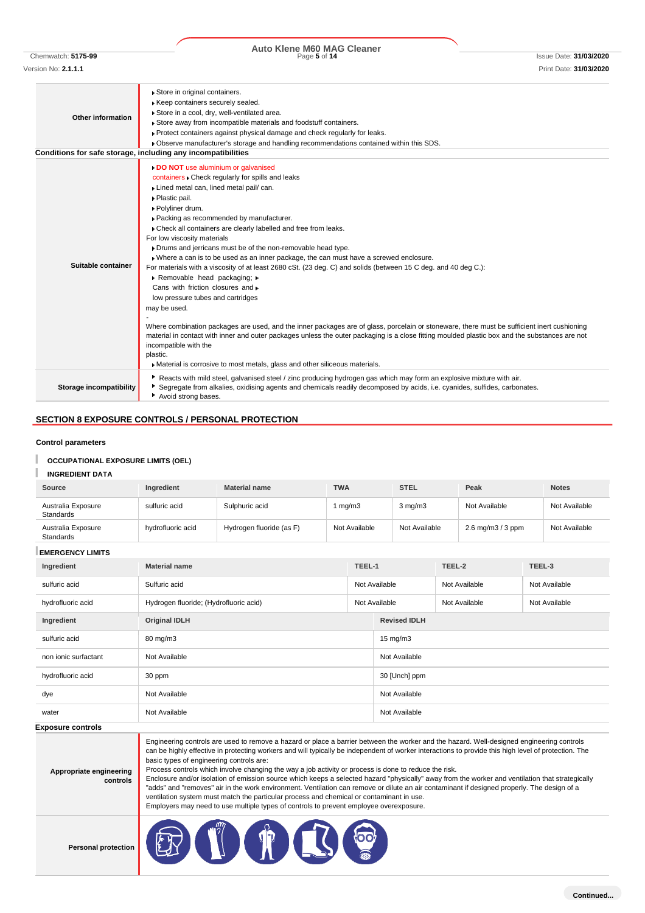| | |
|---|---|
| **Other information** | ▸ Store in original containers.<br>▸ Keep containers securely sealed.<br>▸ Store in a cool, dry, well-ventilated area.<br>▸ Store away from incompatible materials and foodstuff containers.<br>▸ Protect containers against physical damage and check regularly for leaks.<br>▸ Observe manufacturer's storage and handling recommendations contained within this SDS. |

**Conditions for safe storage, including any incompatibilities**

| | |
|---|---|
| **Suitable container** | ▸ **DO NOT** use aluminium or galvanised containers ▸ Check regularly for spills and leaks<br>▸ Lined metal can, lined metal pail/ can.<br>▸ Plastic pail.<br>▸ Polyliner drum.<br>▸ Packing as recommended by manufacturer.<br>▸ Check all containers are clearly labelled and free from leaks.<br>For low viscosity materials<br>▸ Drums and jerricans must be of the non-removable head type.<br>▸ Where a can is to be used as an inner package, the can must have a screwed enclosure.<br>For materials with a viscosity of at least 2680 cSt. (23 deg. C) and solids (between 15 C deg. and 40 deg C.):<br>▸ Removable head packaging; ▸ Cans with friction closures and ▸ low pressure tubes and cartridges may be used.<br>-<br>Where combination packages are used, and the inner packages are of glass, porcelain or stoneware, there must be sufficient inert cushioning material in contact with inner and outer packages unless the outer packaging is a close fitting moulded plastic box and the substances are not incompatible with the plastic.<br>▸ Material is corrosive to most metals, glass and other siliceous materials. |
| **Storage incompatibility** | ▸ Reacts with mild steel, galvanised steel / zinc producing hydrogen gas which may form an explosive mixture with air.<br>▸ Segregate from alkalies, oxidising agents and chemicals readily decomposed by acids, i.e. cyanides, sulfides, carbonates.<br>▸ Avoid strong bases. |

## SECTION 8 EXPOSURE CONTROLS / PERSONAL PROTECTION

### Control parameters

**OCCUPATIONAL EXPOSURE LIMITS (OEL)**

**INGREDIENT DATA**

| Source | Ingredient | Material name | TWA | STEL | Peak | Notes |
|---|---|---|---|---|---|---|
| Australia Exposure Standards | sulfuric acid | Sulphuric acid | 1 mg/m3 | 3 mg/m3 | Not Available | Not Available |
| Australia Exposure Standards | hydrofluoric acid | Hydrogen fluoride (as F) | Not Available | Not Available | 2.6 mg/m3 / 3 ppm | Not Available |

**EMERGENCY LIMITS**

| Ingredient | Material name | TEEL-1 | TEEL-2 | TEEL-3 |
|---|---|---|---|---|
| sulfuric acid | Sulfuric acid | Not Available | Not Available | Not Available |
| hydrofluoric acid | Hydrogen fluoride; (Hydrofluoric acid) | Not Available | Not Available | Not Available |

| Ingredient | Original IDLH | Revised IDLH |
|---|---|---|
| sulfuric acid | 80 mg/m3 | 15 mg/m3 |
| non ionic surfactant | Not Available | Not Available |
| hydrofluoric acid | 30 ppm | 30 [Unch] ppm |
| dye | Not Available | Not Available |
| water | Not Available | Not Available |

### Exposure controls

| | |
|---|---|
| **Appropriate engineering controls** | Engineering controls are used to remove a hazard or place a barrier between the worker and the hazard. Well-designed engineering controls can be highly effective in protecting workers and will typically be independent of worker interactions to provide this high level of protection. The basic types of engineering controls are:<br>Process controls which involve changing the way a job activity or process is done to reduce the risk.<br>Enclosure and/or isolation of emission source which keeps a selected hazard "physically" away from the worker and ventilation that strategically "adds" and "removes" air in the work environment. Ventilation can remove or dilute an air contaminant if designed properly. The design of a ventilation system must match the particular process and chemical or contaminant in use.<br>Employers may need to use multiple types of controls to prevent employee overexposure. |
| **Personal protection** | |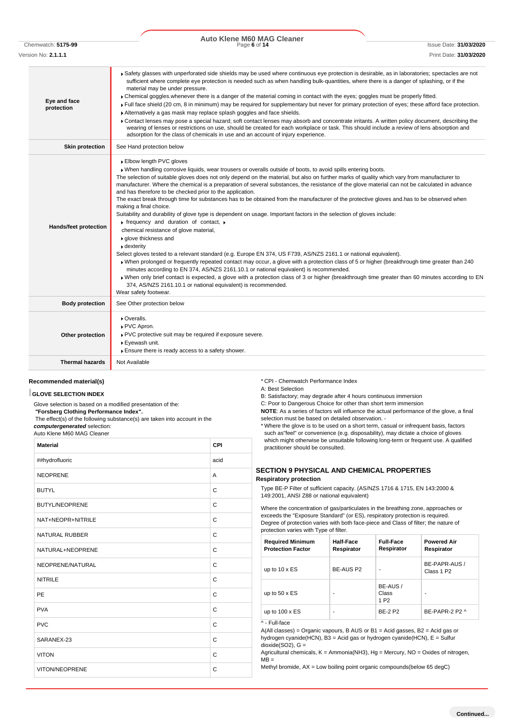| | |
|---|---|
| **Eye and face protection** | ▸ Safety glasses with unperforated side shields may be used where continuous eye protection is desirable, as in laboratories; spectacles are not sufficient where complete eye protection is needed such as when handling bulk-quantities, where there is a danger of splashing, or if the material may be under pressure.<br>▸ Chemical goggles.whenever there is a danger of the material coming in contact with the eyes; goggles must be properly fitted.<br>▸ Full face shield (20 cm, 8 in minimum) may be required for supplementary but never for primary protection of eyes; these afford face protection.<br>▸ Alternatively a gas mask may replace splash goggles and face shields.<br>▸ Contact lenses may pose a special hazard; soft contact lenses may absorb and concentrate irritants. A written policy document, describing the wearing of lenses or restrictions on use, should be created for each workplace or task. This should include a review of lens absorption and adsorption for the class of chemicals in use and an account of injury experience. |
| **Skin protection** | See Hand protection below |
| **Hands/feet protection** | ▸ Elbow length PVC gloves<br>▸ When handling corrosive liquids, wear trousers or overalls outside of boots, to avoid spills entering boots.<br>The selection of suitable gloves does not only depend on the material, but also on further marks of quality which vary from manufacturer to manufacturer. Where the chemical is a preparation of several substances, the resistance of the glove material can not be calculated in advance and has therefore to be checked prior to the application.<br>The exact break through time for substances has to be obtained from the manufacturer of the protective gloves and.has to be observed when making a final choice.<br>Suitability and durability of glove type is dependent on usage. Important factors in the selection of gloves include:<br>▸ frequency and duration of contact, ▸ chemical resistance of glove material,<br>▸ glove thickness and<br>▸ dexterity<br>Select gloves tested to a relevant standard (e.g. Europe EN 374, US F739, AS/NZS 2161.1 or national equivalent).<br>▸ When prolonged or frequently repeated contact may occur, a glove with a protection class of 5 or higher (breakthrough time greater than 240 minutes according to EN 374, AS/NZS 2161.10.1 or national equivalent) is recommended.<br>▸ When only brief contact is expected, a glove with a protection class of 3 or higher (breakthrough time greater than 60 minutes according to EN 374, AS/NZS 2161.10.1 or national equivalent) is recommended.<br>Wear safety footwear. |
| **Body protection** | See Other protection below |
| **Other protection** | ▸ Overalls.<br>▸ PVC Apron.<br>▸ PVC protective suit may be required if exposure severe.<br>▸ Eyewash unit.<br>▸ Ensure there is ready access to a safety shower. |
| **Thermal hazards** | Not Available |

**Recommended material(s)**

**GLOVE SELECTION INDEX**

Glove selection is based on a modified presentation of the:
***"Forsberg Clothing Performance Index".***
The effect(s) of the following substance(s) are taken into account in the ***computergenerated*** selection:
Auto Klene M60 MAG Cleaner

| Material | CPI |
|---|---|
| ##hydrofluoric | acid |
| NEOPRENE | A |
| BUTYL | C |
| BUTYL/NEOPRENE | C |
| NAT+NEOPR+NITRILE | C |
| NATURAL RUBBER | C |
| NATURAL+NEOPRENE | C |
| NEOPRENE/NATURAL | C |
| NITRILE | C |
| PE | C |
| PVA | C |
| PVC | C |
| SARANEX-23 | C |
| VITON | C |
| VITON/NEOPRENE | C |

* CPI - Chemwatch Performance Index
A: Best Selection
B: Satisfactory; may degrade after 4 hours continuous immersion
C: Poor to Dangerous Choice for other than short term immersion
**NOTE**: As a series of factors will influence the actual performance of the glove, a final selection must be based on detailed observation. -
* Where the glove is to be used on a short term, casual or infrequent basis, factors such as"feel" or convenience (e.g. disposability), may dictate a choice of gloves which might otherwise be unsuitable following long-term or frequent use. A qualified practitioner should be consulted.

## SECTION 9 PHYSICAL AND CHEMICAL PROPERTIES

**Respiratory protection**

Type BE-P Filter of sufficient capacity. (AS/NZS 1716 & 1715, EN 143:2000 & 149:2001, ANSI Z88 or national equivalent)

Where the concentration of gas/particulates in the breathing zone, approaches or exceeds the "Exposure Standard" (or ES), respiratory protection is required.
Degree of protection varies with both face-piece and Class of filter; the nature of protection varies with Type of filter.

| Required Minimum Protection Factor | Half-Face Respirator | Full-Face Respirator | Powered Air Respirator |
|---|---|---|---|
| up to 10 x ES | BE-AUS P2 | - | BE-PAPR-AUS / Class 1 P2 |
| up to 50 x ES | - | BE-AUS / Class 1 P2 | - |
| up to 100 x ES | - | BE-2 P2 | BE-PAPR-2 P2 ^ |

^ - Full-face

A(All classes) = Organic vapours, B AUS or B1 = Acid gasses, B2 = Acid gas or hydrogen cyanide(HCN), B3 = Acid gas or hydrogen cyanide(HCN), E = Sulfur dioxide(SO2), G =
Agricultural chemicals, K = Ammonia(NH3), Hg = Mercury, NO = Oxides of nitrogen, MB =
Methyl bromide, AX = Low boiling point organic compounds(below 65 degC)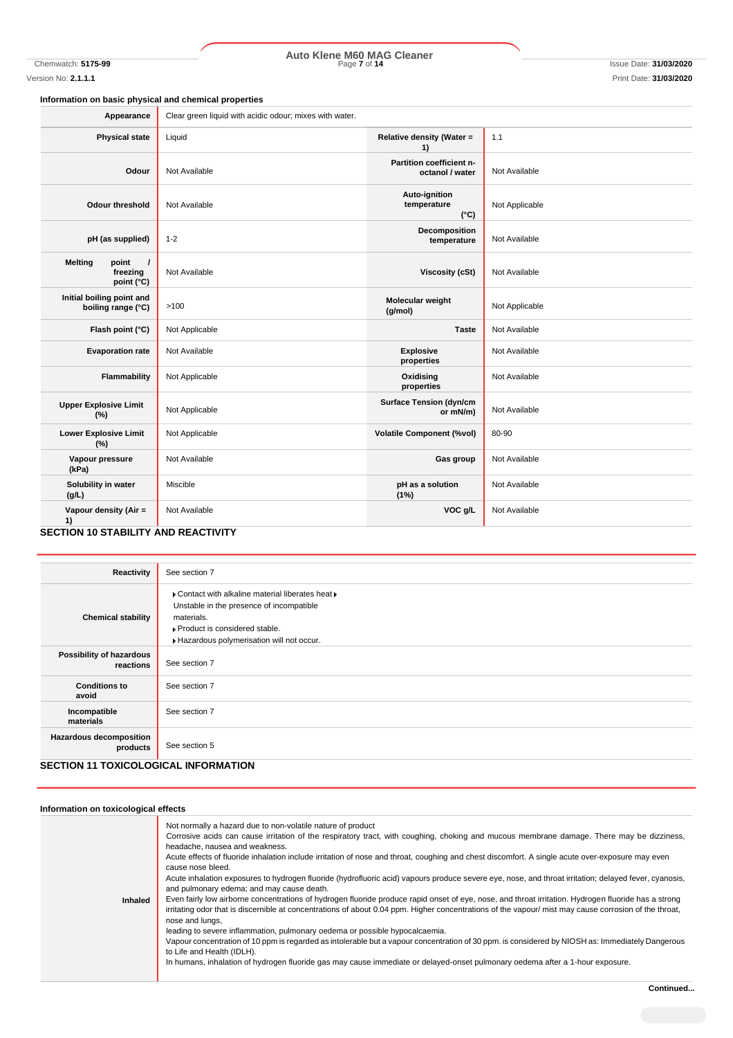### Information on basic physical and chemical properties

| | | | |
|---|---|---|---|
| **Appearance** | Clear green liquid with acidic odour; mixes with water. | | |
| **Physical state** | Liquid | **Relative density (Water = 1)** | 1.1 |
| **Odour** | Not Available | **Partition coefficient n-octanol / water** | Not Available |
| **Odour threshold** | Not Available | **Auto-ignition temperature (°C)** | Not Applicable |
| **pH (as supplied)** | 1-2 | **Decomposition temperature** | Not Available |
| **Melting point / freezing point (°C)** | Not Available | **Viscosity (cSt)** | Not Available |
| **Initial boiling point and boiling range (°C)** | >100 | **Molecular weight (g/mol)** | Not Applicable |
| **Flash point (°C)** | Not Applicable | **Taste** | Not Available |
| **Evaporation rate** | Not Available | **Explosive properties** | Not Available |
| **Flammability** | Not Applicable | **Oxidising properties** | Not Available |
| **Upper Explosive Limit (%)** | Not Applicable | **Surface Tension (dyn/cm or mN/m)** | Not Available |
| **Lower Explosive Limit (%)** | Not Applicable | **Volatile Component (%vol)** | 80-90 |
| **Vapour pressure (kPa)** | Not Available | **Gas group** | Not Available |
| **Solubility in water (g/L)** | Miscible | **pH as a solution (1%)** | Not Available |
| **Vapour density (Air = 1)** | Not Available | **VOC g/L** | Not Available |

## SECTION 10 STABILITY AND REACTIVITY

| | |
|---|---|
| **Reactivity** | See section 7 |
| **Chemical stability** | ▸ Contact with alkaline material liberates heat ▸ Unstable in the presence of incompatible materials.<br>▸ Product is considered stable.<br>▸ Hazardous polymerisation will not occur. |
| **Possibility of hazardous reactions** | See section 7 |
| **Conditions to avoid** | See section 7 |
| **Incompatible materials** | See section 7 |
| **Hazardous decomposition products** | See section 5 |

## SECTION 11 TOXICOLOGICAL INFORMATION

### Information on toxicological effects

| | |
|---|---|
| **Inhaled** | Not normally a hazard due to non-volatile nature of product<br>Corrosive acids can cause irritation of the respiratory tract, with coughing, choking and mucous membrane damage. There may be dizziness, headache, nausea and weakness.<br>Acute effects of fluoride inhalation include irritation of nose and throat, coughing and chest discomfort. A single acute over-exposure may even cause nose bleed.<br>Acute inhalation exposures to hydrogen fluoride (hydrofluoric acid) vapours produce severe eye, nose, and throat irritation; delayed fever, cyanosis, and pulmonary edema; and may cause death.<br>Even fairly low airborne concentrations of hydrogen fluoride produce rapid onset of eye, nose, and throat irritation. Hydrogen fluoride has a strong irritating odor that is discernible at concentrations of about 0.04 ppm. Higher concentrations of the vapour/ mist may cause corrosion of the throat, nose and lungs,<br>leading to severe inflammation, pulmonary oedema or possible hypocalcaemia.<br>Vapour concentration of 10 ppm is regarded as intolerable but a vapour concentration of 30 ppm. is considered by NIOSH as: Immediately Dangerous to Life and Health (IDLH).<br>In humans, inhalation of hydrogen fluoride gas may cause immediate or delayed-onset pulmonary oedema after a 1-hour exposure. |

**Continued...**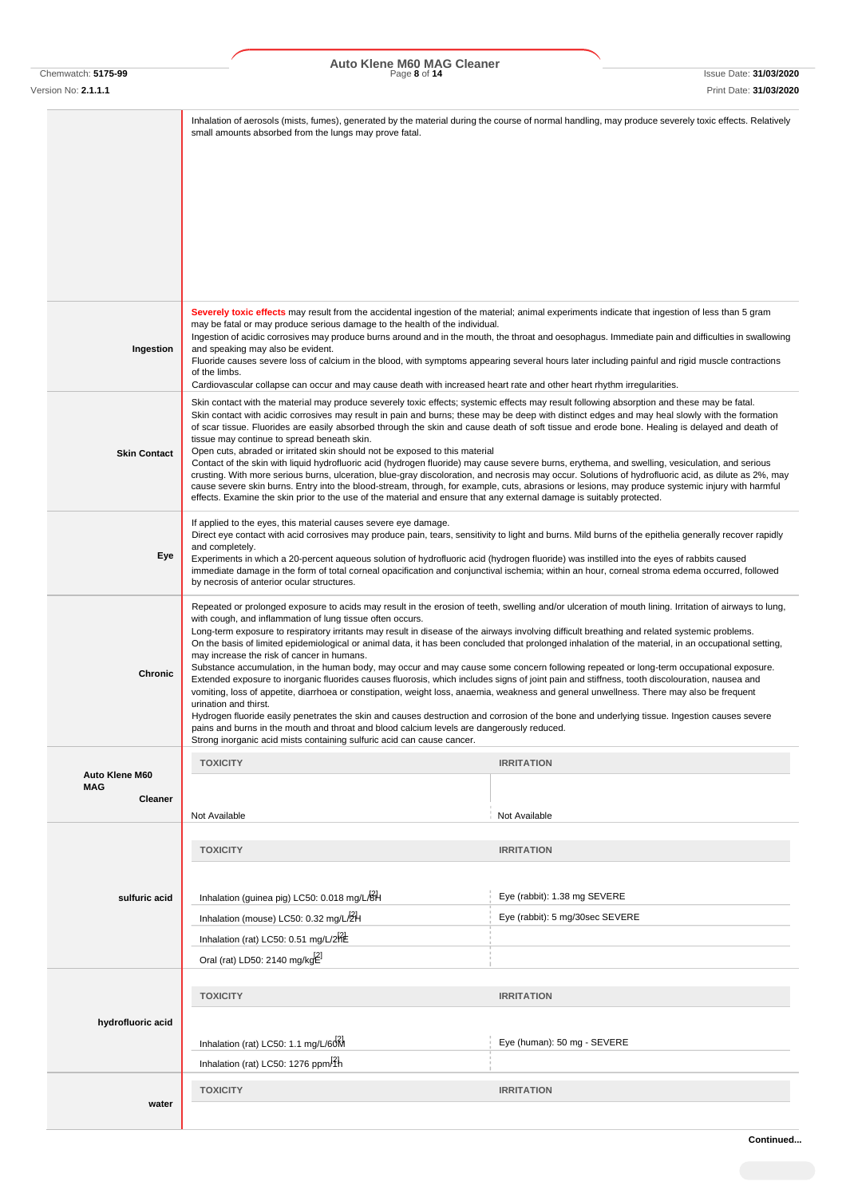| | |
|---|---|
| | Inhalation of aerosols (mists, fumes), generated by the material during the course of normal handling, may produce severely toxic effects. Relatively small amounts absorbed from the lungs may prove fatal. |
| **Ingestion** | **Severely toxic effects** may result from the accidental ingestion of the material; animal experiments indicate that ingestion of less than 5 gram may be fatal or may produce serious damage to the health of the individual.<br>Ingestion of acidic corrosives may produce burns around and in the mouth, the throat and oesophagus. Immediate pain and difficulties in swallowing and speaking may also be evident.<br>Fluoride causes severe loss of calcium in the blood, with symptoms appearing several hours later including painful and rigid muscle contractions of the limbs.<br>Cardiovascular collapse can occur and may cause death with increased heart rate and other heart rhythm irregularities. |
| **Skin Contact** | Skin contact with the material may produce severely toxic effects; systemic effects may result following absorption and these may be fatal.<br>Skin contact with acidic corrosives may result in pain and burns; these may be deep with distinct edges and may heal slowly with the formation of scar tissue. Fluorides are easily absorbed through the skin and cause death of soft tissue and erode bone. Healing is delayed and death of tissue may continue to spread beneath skin.<br>Open cuts, abraded or irritated skin should not be exposed to this material<br>Contact of the skin with liquid hydrofluoric acid (hydrogen fluoride) may cause severe burns, erythema, and swelling, vesiculation, and serious crusting. With more serious burns, ulceration, blue-gray discoloration, and necrosis may occur. Solutions of hydrofluoric acid, as dilute as 2%, may cause severe skin burns. Entry into the blood-stream, through, for example, cuts, abrasions or lesions, may produce systemic injury with harmful effects. Examine the skin prior to the use of the material and ensure that any external damage is suitably protected. |
| **Eye** | If applied to the eyes, this material causes severe eye damage.<br>Direct eye contact with acid corrosives may produce pain, tears, sensitivity to light and burns. Mild burns of the epithelia generally recover rapidly and completely.<br>Experiments in which a 20-percent aqueous solution of hydrofluoric acid (hydrogen fluoride) was instilled into the eyes of rabbits caused immediate damage in the form of total corneal opacification and conjunctival ischemia; within an hour, corneal stroma edema occurred, followed by necrosis of anterior ocular structures. |
| **Chronic** | Repeated or prolonged exposure to acids may result in the erosion of teeth, swelling and/or ulceration of mouth lining. Irritation of airways to lung, with cough, and inflammation of lung tissue often occurs.<br>Long-term exposure to respiratory irritants may result in disease of the airways involving difficult breathing and related systemic problems.<br>On the basis of limited epidemiological or animal data, it has been concluded that prolonged inhalation of the material, in an occupational setting, may increase the risk of cancer in humans.<br>Substance accumulation, in the human body, may occur and may cause some concern following repeated or long-term occupational exposure.<br>Extended exposure to inorganic fluorides causes fluorosis, which includes signs of joint pain and stiffness, tooth discolouration, nausea and vomiting, loss of appetite, diarrhoea or constipation, weight loss, anaemia, weakness and general unwellness. There may also be frequent urination and thirst.<br>Hydrogen fluoride easily penetrates the skin and causes destruction and corrosion of the bone and underlying tissue. Ingestion causes severe pains and burns in the mouth and throat and blood calcium levels are dangerously reduced.<br>Strong inorganic acid mists containing sulfuric acid can cause cancer. |

| | TOXICITY | IRRITATION |
|---|---|---|
| **Auto Klene M60 MAG Cleaner** | Not Available | Not Available |
| **sulfuric acid** | Inhalation (guinea pig) LC50: 0.018 mg/L/8H[2] | Eye (rabbit): 1.38 mg SEVERE |
| | Inhalation (mouse) LC50: 0.32 mg/L/2H[2] | Eye (rabbit): 5 mg/30sec SEVERE |
| | Inhalation (rat) LC50: 0.51 mg/L/2H[2] | |
| | Oral (rat) LD50: 2140 mg/kg[2] | |
| **hydrofluoric acid** | Inhalation (rat) LC50: 1.1 mg/L/60M[2] | Eye (human): 50 mg - SEVERE |
| | Inhalation (rat) LC50: 1276 ppm/1h[2] | |
| **water** | | |

**Continued...**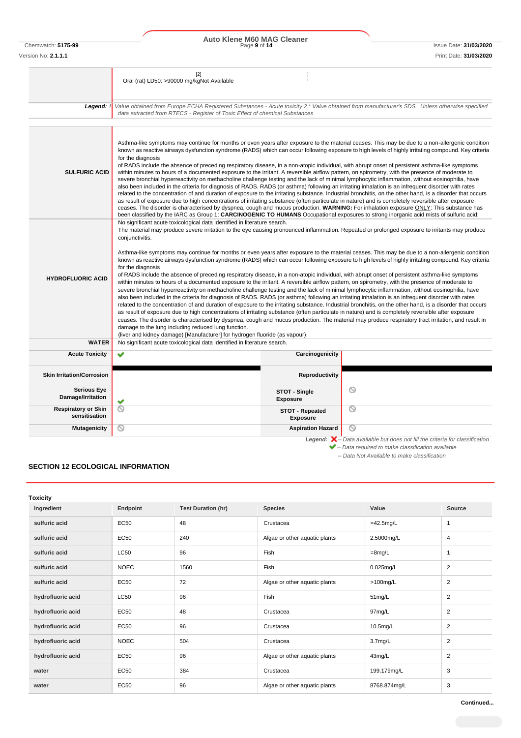| | |
|---|---|
| | [2]<br>Oral (rat) LD50: >90000 mg/kgNot Available |
| **Legend:** | *1 Value obtained from Europe ECHA Registered Substances - Acute toxicity 2.* Value obtained from manufacturer's SDS. Unless otherwise specified data extracted from RTECS - Register of Toxic Effect of chemical Substances* |

| | |
|---|---|
| **SULFURIC ACID** | Asthma-like symptoms may continue for months or even years after exposure to the material ceases. This may be due to a non-allergenic condition known as reactive airways dysfunction syndrome (RADS) which can occur following exposure to high levels of highly irritating compound. Key criteria for the diagnosis of RADS include the absence of preceding respiratory disease, in a non-atopic individual, with abrupt onset of persistent asthma-like symptoms within minutes to hours of a documented exposure to the irritant. A reversible airflow pattern, on spirometry, with the presence of moderate to severe bronchial hyperreactivity on methacholine challenge testing and the lack of minimal lymphocytic inflammation, without eosinophilia, have also been included in the criteria for diagnosis of RADS. RADS (or asthma) following an irritating inhalation is an infrequent disorder with rates related to the concentration of and duration of exposure to the irritating substance. Industrial bronchitis, on the other hand, is a disorder that occurs as result of exposure due to high concentrations of irritating substance (often particulate in nature) and is completely reversible after exposure ceases. The disorder is characterised by dyspnea, cough and mucus production. **WARNING:** For inhalation exposure ONLY: This substance has been classified by the IARC as Group 1: **CARCINOGENIC TO HUMANS** Occupational exposures to strong inorganic acid mists of sulfuric acid: |
| **HYDROFLUORIC ACID** | No significant acute toxicological data identified in literature search.<br>The material may produce severe irritation to the eye causing pronounced inflammation. Repeated or prolonged exposure to irritants may produce conjunctivitis.<br><br>Asthma-like symptoms may continue for months or even years after exposure to the material ceases. This may be due to a non-allergenic condition known as reactive airways dysfunction syndrome (RADS) which can occur following exposure to high levels of highly irritating compound. Key criteria for the diagnosis of RADS include the absence of preceding respiratory disease, in a non-atopic individual, with abrupt onset of persistent asthma-like symptoms within minutes to hours of a documented exposure to the irritant. A reversible airflow pattern, on spirometry, with the presence of moderate to severe bronchial hyperreactivity on methacholine challenge testing and the lack of minimal lymphocytic inflammation, without eosinophilia, have also been included in the criteria for diagnosis of RADS. RADS (or asthma) following an irritating inhalation is an infrequent disorder with rates related to the concentration of and duration of exposure to the irritating substance. Industrial bronchitis, on the other hand, is a disorder that occurs as result of exposure due to high concentrations of irritating substance (often particulate in nature) and is completely reversible after exposure ceases. The disorder is characterised by dyspnea, cough and mucus production. The material may produce respiratory tract irritation, and result in damage to the lung including reduced lung function.<br>(liver and kidney damage) [Manufacturer] for hydrogen fluoride (as vapour) |
| **WATER** | No significant acute toxicological data identified in literature search. |

| | | | |
|---|---|---|---|
| **Acute Toxicity** | ✔ | **Carcinogenicity** | |
| **Skin Irritation/Corrosion** | | **Reproductivity** | |
| **Serious Eye Damage/Irritation** | ✔ | **STOT - Single Exposure** | ⊘ |
| **Respiratory or Skin sensitisation** | ⊘ | **STOT - Repeated Exposure** | ⊘ |
| **Mutagenicity** | ⊘ | **Aspiration Hazard** | ⊘ |

*Legend:* ✘ *– Data available but does not fill the criteria for classification*
✔ *– Data required to make classification available*
*– Data Not Available to make classification*

## SECTION 12 ECOLOGICAL INFORMATION

### Toxicity

| Ingredient | Endpoint | Test Duration (hr) | Species | Value | Source |
|---|---|---|---|---|---|
| sulfuric acid | EC50 | 48 | Crustacea | =42.5mg/L | 1 |
| sulfuric acid | EC50 | 240 | Algae or other aquatic plants | 2.5000mg/L | 4 |
| sulfuric acid | LC50 | 96 | Fish | =8mg/L | 1 |
| sulfuric acid | NOEC | 1560 | Fish | 0.025mg/L | 2 |
| sulfuric acid | EC50 | 72 | Algae or other aquatic plants | >100mg/L | 2 |
| hydrofluoric acid | LC50 | 96 | Fish | 51mg/L | 2 |
| hydrofluoric acid | EC50 | 48 | Crustacea | 97mg/L | 2 |
| hydrofluoric acid | EC50 | 96 | Crustacea | 10.5mg/L | 2 |
| hydrofluoric acid | NOEC | 504 | Crustacea | 3.7mg/L | 2 |
| hydrofluoric acid | EC50 | 96 | Algae or other aquatic plants | 43mg/L | 2 |
| water | EC50 | 384 | Crustacea | 199.179mg/L | 3 |
| water | EC50 | 96 | Algae or other aquatic plants | 8768.874mg/L | 3 |

**Continued...**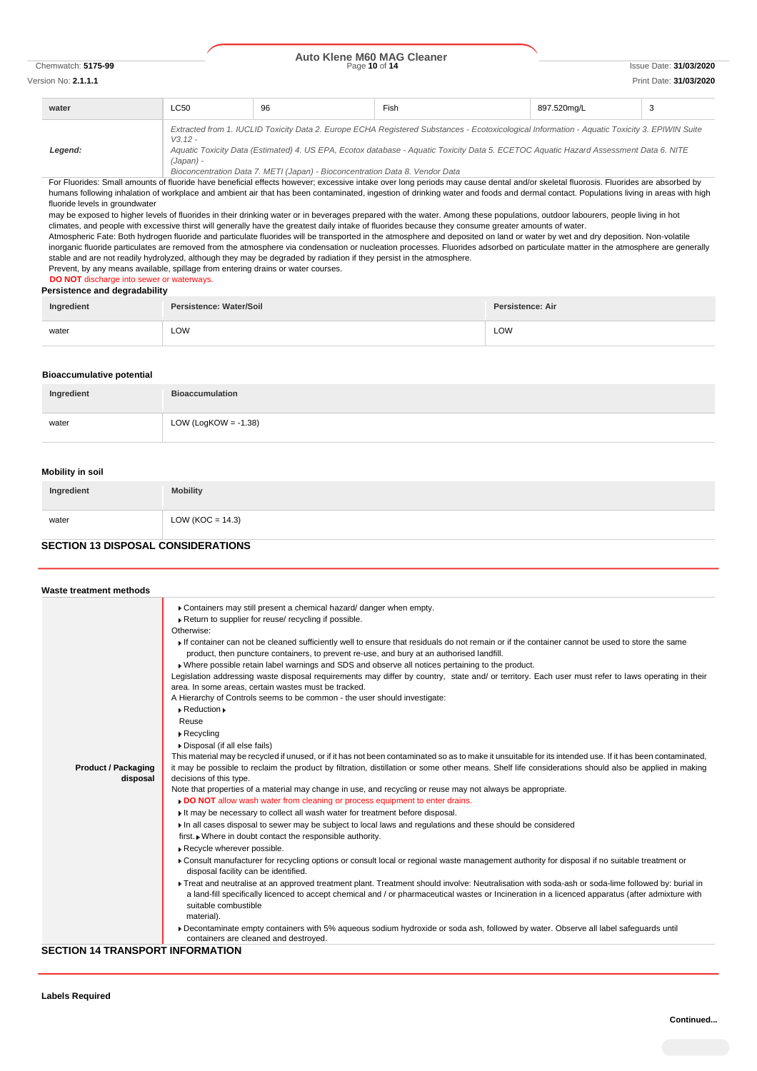| water | LC50 | 96 | Fish | 897.520mg/L | 3 |
|---|---|---|---|---|---|
| Legend: | *Extracted from 1. IUCLID Toxicity Data 2. Europe ECHA Registered Substances - Ecotoxicological Information - Aquatic Toxicity 3. EPIWIN Suite V3.12 - Aquatic Toxicity Data (Estimated) 4. US EPA, Ecotox database - Aquatic Toxicity Data 5. ECETOC Aquatic Hazard Assessment Data 6. NITE (Japan) - Bioconcentration Data 7. METI (Japan) - Bioconcentration Data 8. Vendor Data* | | | | |

For Fluorides: Small amounts of fluoride have beneficial effects however; excessive intake over long periods may cause dental and/or skeletal fluorosis. Fluorides are absorbed by humans following inhalation of workplace and ambient air that has been contaminated, ingestion of drinking water and foods and dermal contact. Populations living in areas with high fluoride levels in groundwater
may be exposed to higher levels of fluorides in their drinking water or in beverages prepared with the water. Among these populations, outdoor labourers, people living in hot climates, and people with excessive thirst will generally have the greatest daily intake of fluorides because they consume greater amounts of water.
Atmospheric Fate: Both hydrogen fluoride and particulate fluorides will be transported in the atmosphere and deposited on land or water by wet and dry deposition. Non-volatile inorganic fluoride particulates are removed from the atmosphere via condensation or nucleation processes. Fluorides adsorbed on particulate matter in the atmosphere are generally stable and are not readily hydrolyzed, although they may be degraded by radiation if they persist in the atmosphere.
Prevent, by any means available, spillage from entering drains or water courses.
**DO NOT** discharge into sewer or waterways.

### Persistence and degradability

| Ingredient | Persistence: Water/Soil | Persistence: Air |
|---|---|---|
| water | LOW | LOW |

### Bioaccumulative potential

| Ingredient | Bioaccumulation |
|---|---|
| water | LOW (LogKOW = -1.38) |

### Mobility in soil

| Ingredient | Mobility |
|---|---|
| water | LOW (KOC = 14.3) |

## SECTION 13 DISPOSAL CONSIDERATIONS

### Waste treatment methods

**Product / Packaging disposal**

- Containers may still present a chemical hazard/ danger when empty.
- Return to supplier for reuse/ recycling if possible.

Otherwise:

- If container can not be cleaned sufficiently well to ensure that residuals do not remain or if the container cannot be used to store the same product, then puncture containers, to prevent re-use, and bury at an authorised landfill.
- Where possible retain label warnings and SDS and observe all notices pertaining to the product.

Legislation addressing waste disposal requirements may differ by country, state and/ or territory. Each user must refer to laws operating in their area. In some areas, certain wastes must be tracked.
A Hierarchy of Controls seems to be common - the user should investigate:

- Reduction
- Reuse
- Recycling
- Disposal (if all else fails)

This material may be recycled if unused, or if it has not been contaminated so as to make it unsuitable for its intended use. If it has been contaminated, it may be possible to reclaim the product by filtration, distillation or some other means. Shelf life considerations should also be applied in making decisions of this type.
Note that properties of a material may change in use, and recycling or reuse may not always be appropriate.

- **DO NOT** allow wash water from cleaning or process equipment to enter drains.
- It may be necessary to collect all wash water for treatment before disposal.
- In all cases disposal to sewer may be subject to local laws and regulations and these should be considered first.
- Where in doubt contact the responsible authority.
- Recycle wherever possible.
- Consult manufacturer for recycling options or consult local or regional waste management authority for disposal if no suitable treatment or disposal facility can be identified.
- Treat and neutralise at an approved treatment plant. Treatment should involve: Neutralisation with soda-ash or soda-lime followed by: burial in a land-fill specifically licenced to accept chemical and / or pharmaceutical wastes or Incineration in a licenced apparatus (after admixture with suitable combustible material).
- Decontaminate empty containers with 5% aqueous sodium hydroxide or soda ash, followed by water. Observe all label safeguards until containers are cleaned and destroyed.

## SECTION 14 TRANSPORT INFORMATION

### Labels Required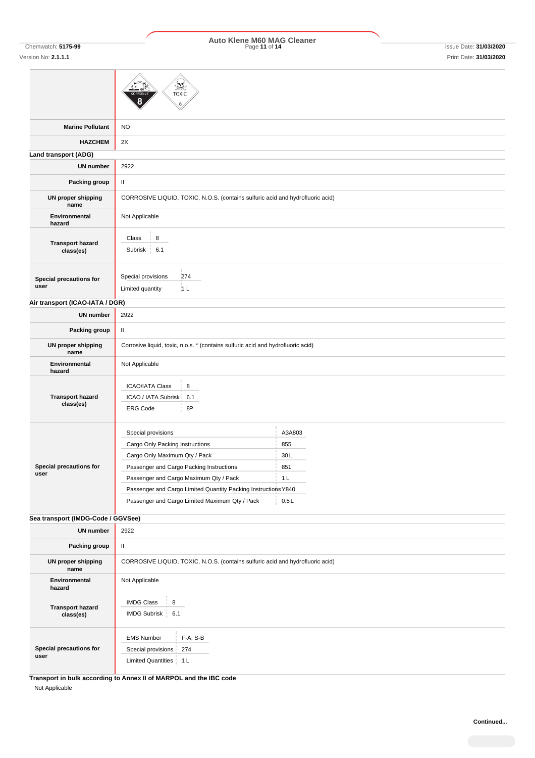| | |
|---|---|
| | CORROSIVE 8 TOXIC 6 |
| **Marine Pollutant** | NO |
| **HAZCHEM** | 2X |

**Land transport (ADG)**

| | |
|---|---|
| **UN number** | 2922 |
| **Packing group** | II |
| **UN proper shipping name** | CORROSIVE LIQUID, TOXIC, N.O.S. (contains sulfuric acid and hydrofluoric acid) |
| **Environmental hazard** | Not Applicable |
| **Transport hazard class(es)** | Class: 8; Subrisk: 6.1 |
| **Special precautions for user** | Special provisions: 274; Limited quantity: 1 L |

**Air transport (ICAO-IATA / DGR)**

| | |
|---|---|
| **UN number** | 2922 |
| **Packing group** | II |
| **UN proper shipping name** | Corrosive liquid, toxic, n.o.s. * (contains sulfuric acid and hydrofluoric acid) |
| **Environmental hazard** | Not Applicable |
| **Transport hazard class(es)** | ICAO/IATA Class: 8; ICAO / IATA Subrisk: 6.1; ERG Code: 8P |
| **Special precautions for user** | Special provisions: A3A803; Cargo Only Packing Instructions: 855; Cargo Only Maximum Qty / Pack: 30 L; Passenger and Cargo Packing Instructions: 851; Passenger and Cargo Maximum Qty / Pack: 1 L; Passenger and Cargo Limited Quantity Packing Instructions: Y840; Passenger and Cargo Limited Maximum Qty / Pack: 0.5 L |

**Sea transport (IMDG-Code / GGVSee)**

| | |
|---|---|
| **UN number** | 2922 |
| **Packing group** | II |
| **UN proper shipping name** | CORROSIVE LIQUID, TOXIC, N.O.S. (contains sulfuric acid and hydrofluoric acid) |
| **Environmental hazard** | Not Applicable |
| **Transport hazard class(es)** | IMDG Class: 8; IMDG Subrisk: 6.1 |
| **Special precautions for user** | EMS Number: F-A, S-B; Special provisions: 274; Limited Quantities: 1 L |

**Transport in bulk according to Annex II of MARPOL and the IBC code**

Not Applicable

**Continued...**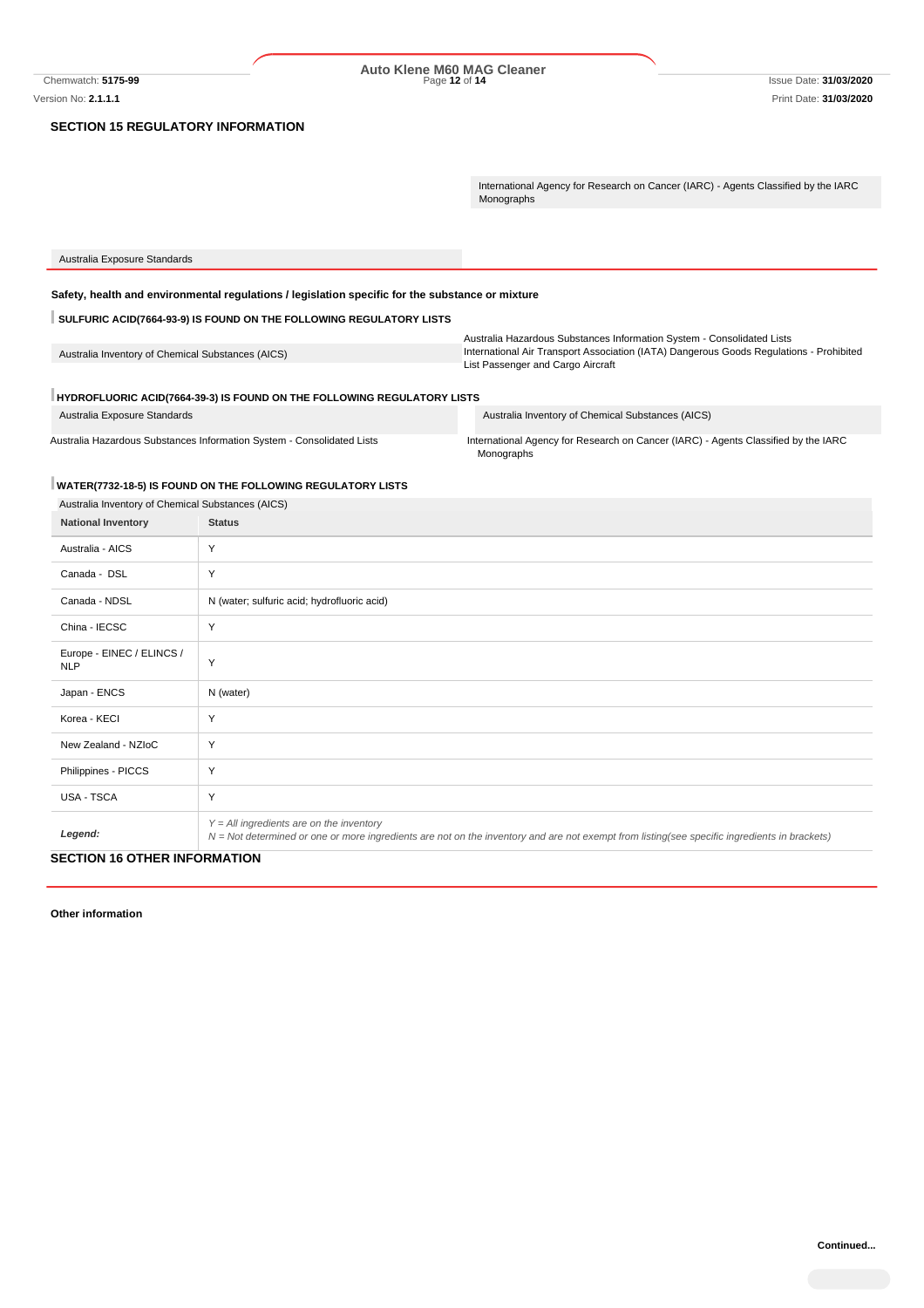## SECTION 15 REGULATORY INFORMATION

| | |
|---|---|
| | International Agency for Research on Cancer (IARC) - Agents Classified by the IARC Monographs |
| Australia Exposure Standards | |

**Safety, health and environmental regulations / legislation specific for the substance or mixture**

### SULFURIC ACID(7664-93-9) IS FOUND ON THE FOLLOWING REGULATORY LISTS

| | |
|---|---|
| Australia Inventory of Chemical Substances (AICS) | Australia Hazardous Substances Information System - Consolidated Lists<br>International Air Transport Association (IATA) Dangerous Goods Regulations - Prohibited List Passenger and Cargo Aircraft |

### HYDROFLUORIC ACID(7664-39-3) IS FOUND ON THE FOLLOWING REGULATORY LISTS

| | |
|---|---|
| Australia Exposure Standards | Australia Inventory of Chemical Substances (AICS) |
| Australia Hazardous Substances Information System - Consolidated Lists | International Agency for Research on Cancer (IARC) - Agents Classified by the IARC Monographs |

### WATER(7732-18-5) IS FOUND ON THE FOLLOWING REGULATORY LISTS

Australia Inventory of Chemical Substances (AICS)

| National Inventory | Status |
|---|---|
| Australia - AICS | Y |
| Canada - DSL | Y |
| Canada - NDSL | N (water; sulfuric acid; hydrofluoric acid) |
| China - IECSC | Y |
| Europe - EINEC / ELINCS / NLP | Y |
| Japan - ENCS | N (water) |
| Korea - KECI | Y |
| New Zealand - NZIoC | Y |
| Philippines - PICCS | Y |
| USA - TSCA | Y |
| ***Legend:*** | *Y = All ingredients are on the inventory*<br>*N = Not determined or one or more ingredients are not on the inventory and are not exempt from listing(see specific ingredients in brackets)* |

## SECTION 16 OTHER INFORMATION

**Other information**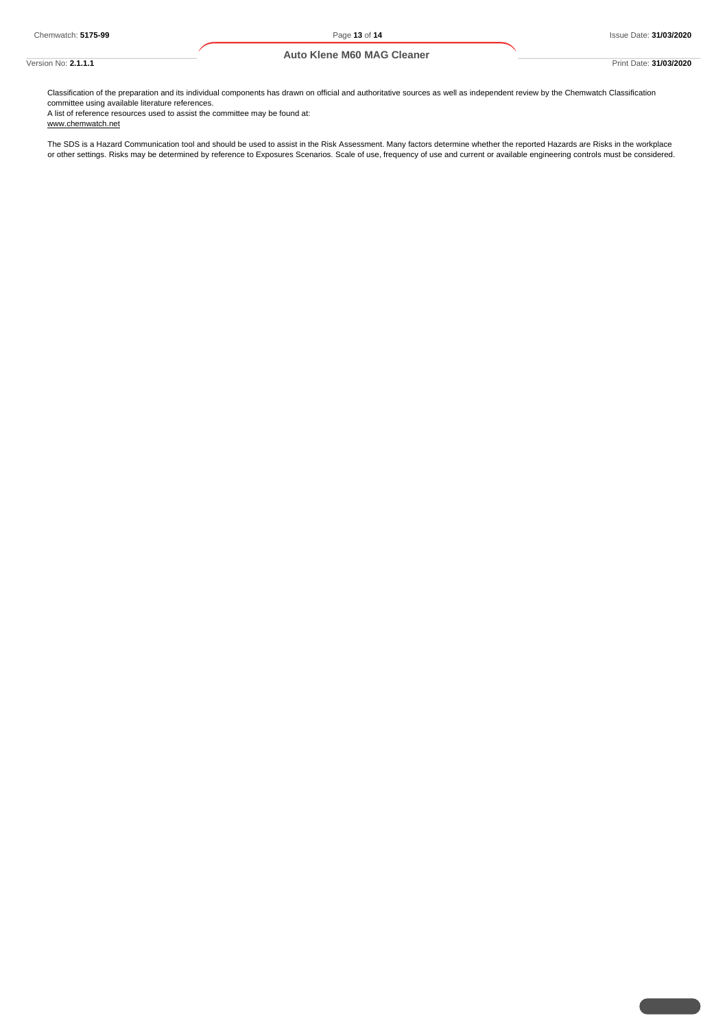Classification of the preparation and its individual components has drawn on official and authoritative sources as well as independent review by the Chemwatch Classification committee using available literature references.
A list of reference resources used to assist the committee may be found at:
www.chemwatch.net

The SDS is a Hazard Communication tool and should be used to assist in the Risk Assessment. Many factors determine whether the reported Hazards are Risks in the workplace or other settings. Risks may be determined by reference to Exposures Scenarios. Scale of use, frequency of use and current or available engineering controls must be considered.